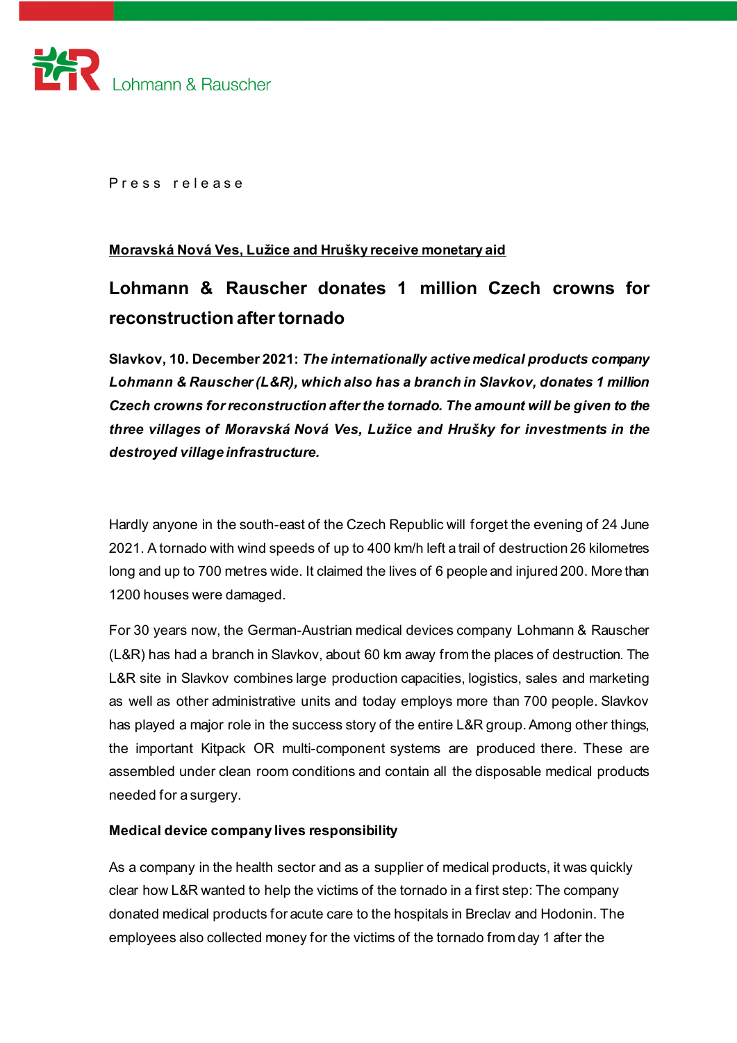Lohmann & Rauscher

Press release

**Moravská Nová Ves, Lužice and Hrušky receive monetary aid**

# Lohmann & Rauscher donates 1 million Czech crowns for reconstruction after tornado

**Slavkov, 10. December 2021:** ***The internationally active medical products company Lohmann & Rauscher (L&R), which also has a branch in Slavkov, donates 1 million Czech crowns for reconstruction after the tornado. The amount will be given to the three villages of Moravská Nová Ves, Lužice and Hrušky for investments in the destroyed village infrastructure.***

Hardly anyone in the south-east of the Czech Republic will forget the evening of 24 June 2021. A tornado with wind speeds of up to 400 km/h left a trail of destruction 26 kilometres long and up to 700 metres wide. It claimed the lives of 6 people and injured 200. More than 1200 houses were damaged.

For 30 years now, the German-Austrian medical devices company Lohmann & Rauscher (L&R) has had a branch in Slavkov, about 60 km away from the places of destruction. The L&R site in Slavkov combines large production capacities, logistics, sales and marketing as well as other administrative units and today employs more than 700 people. Slavkov has played a major role in the success story of the entire L&R group. Among other things, the important Kitpack OR multi-component systems are produced there. These are assembled under clean room conditions and contain all the disposable medical products needed for a surgery.

**Medical device company lives responsibility**

As a company in the health sector and as a supplier of medical products, it was quickly clear how L&R wanted to help the victims of the tornado in a first step: The company donated medical products for acute care to the hospitals in Breclav and Hodonin. The employees also collected money for the victims of the tornado from day 1 after the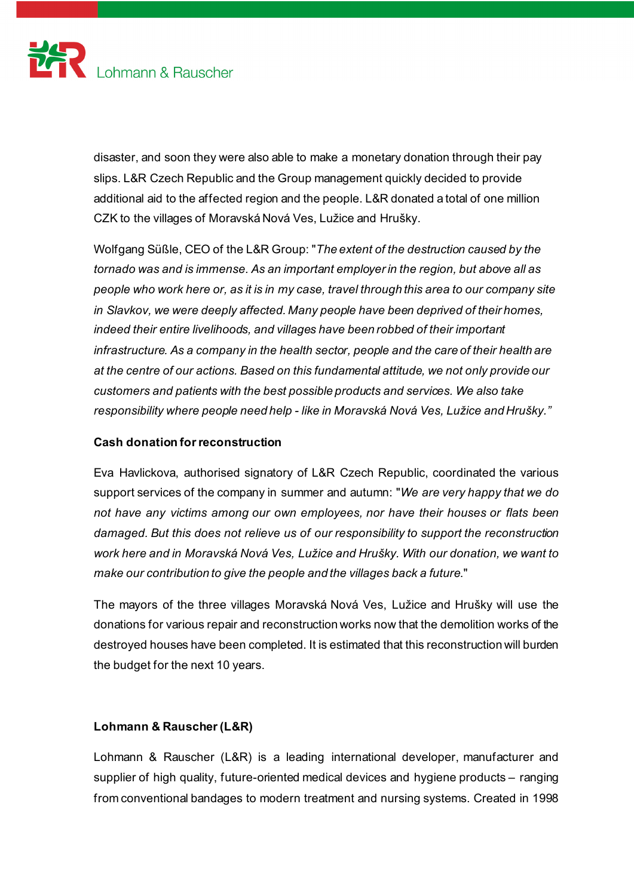disaster, and soon they were also able to make a monetary donation through their pay slips. L&R Czech Republic and the Group management quickly decided to provide additional aid to the affected region and the people. L&R donated a total of one million CZK to the villages of Moravská Nová Ves, Lužice and Hrušky.

Wolfgang Süßle, CEO of the L&R Group: "*The extent of the destruction caused by the tornado was and is immense. As an important employer in the region, but above all as people who work here or, as it is in my case, travel through this area to our company site in Slavkov, we were deeply affected. Many people have been deprived of their homes, indeed their entire livelihoods, and villages have been robbed of their important infrastructure. As a company in the health sector, people and the care of their health are at the centre of our actions. Based on this fundamental attitude, we not only provide our customers and patients with the best possible products and services. We also take responsibility where people need help - like in Moravská Nová Ves, Lužice and Hrušky.”*

**Cash donation for reconstruction**

Eva Havlickova, authorised signatory of L&R Czech Republic, coordinated the various support services of the company in summer and autumn: "*We are very happy that we do not have any victims among our own employees, nor have their houses or flats been damaged. But this does not relieve us of our responsibility to support the reconstruction work here and in Moravská Nová Ves, Lužice and Hrušky. With our donation, we want to make our contribution to give the people and the villages back a future.*"

The mayors of the three villages Moravská Nová Ves, Lužice and Hrušky will use the donations for various repair and reconstruction works now that the demolition works of the destroyed houses have been completed. It is estimated that this reconstruction will burden the budget for the next 10 years.

**Lohmann & Rauscher (L&R)**

Lohmann & Rauscher (L&R) is a leading international developer, manufacturer and supplier of high quality, future-oriented medical devices and hygiene products – ranging from conventional bandages to modern treatment and nursing systems. Created in 1998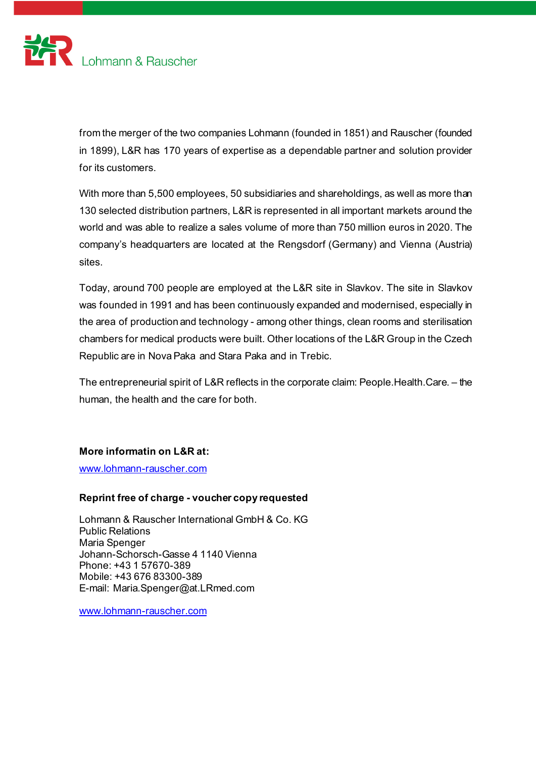from the merger of the two companies Lohmann (founded in 1851) and Rauscher (founded in 1899), L&R has 170 years of expertise as a dependable partner and solution provider for its customers.

With more than 5,500 employees, 50 subsidiaries and shareholdings, as well as more than 130 selected distribution partners, L&R is represented in all important markets around the world and was able to realize a sales volume of more than 750 million euros in 2020. The company's headquarters are located at the Rengsdorf (Germany) and Vienna (Austria) sites.

Today, around 700 people are employed at the L&R site in Slavkov. The site in Slavkov was founded in 1991 and has been continuously expanded and modernised, especially in the area of production and technology - among other things, clean rooms and sterilisation chambers for medical products were built. Other locations of the L&R Group in the Czech Republic are in Nova Paka and Stara Paka and in Trebic.

The entrepreneurial spirit of L&R reflects in the corporate claim: People.Health.Care. – the human, the health and the care for both.

**More informatin on L&R at:**

www.lohmann-rauscher.com

**Reprint free of charge - voucher copy requested**

Lohmann & Rauscher International GmbH & Co. KG
Public Relations
Maria Spenger
Johann-Schorsch-Gasse 4 1140 Vienna
Phone: +43 1 57670-389
Mobile: +43 676 83300-389
E-mail: Maria.Spenger@at.LRmed.com

www.lohmann-rauscher.com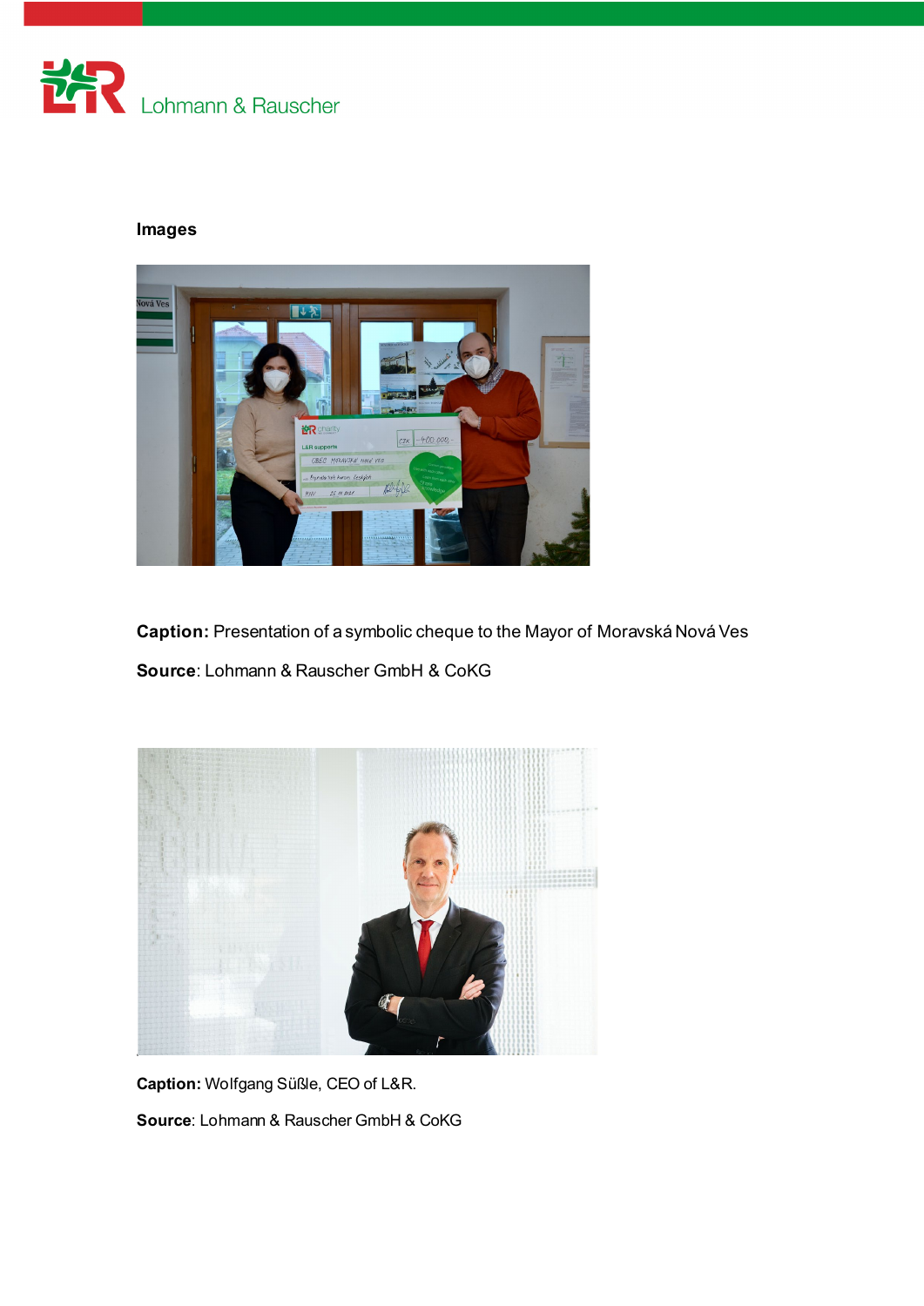**Images**

**Caption:** Presentation of a symbolic cheque to the Mayor of Moravská Nová Ves

**Source**: Lohmann & Rauscher GmbH & CoKG

**Caption:** Wolfgang Süßle, CEO of L&R.

**Source**: Lohmann & Rauscher GmbH & CoKG